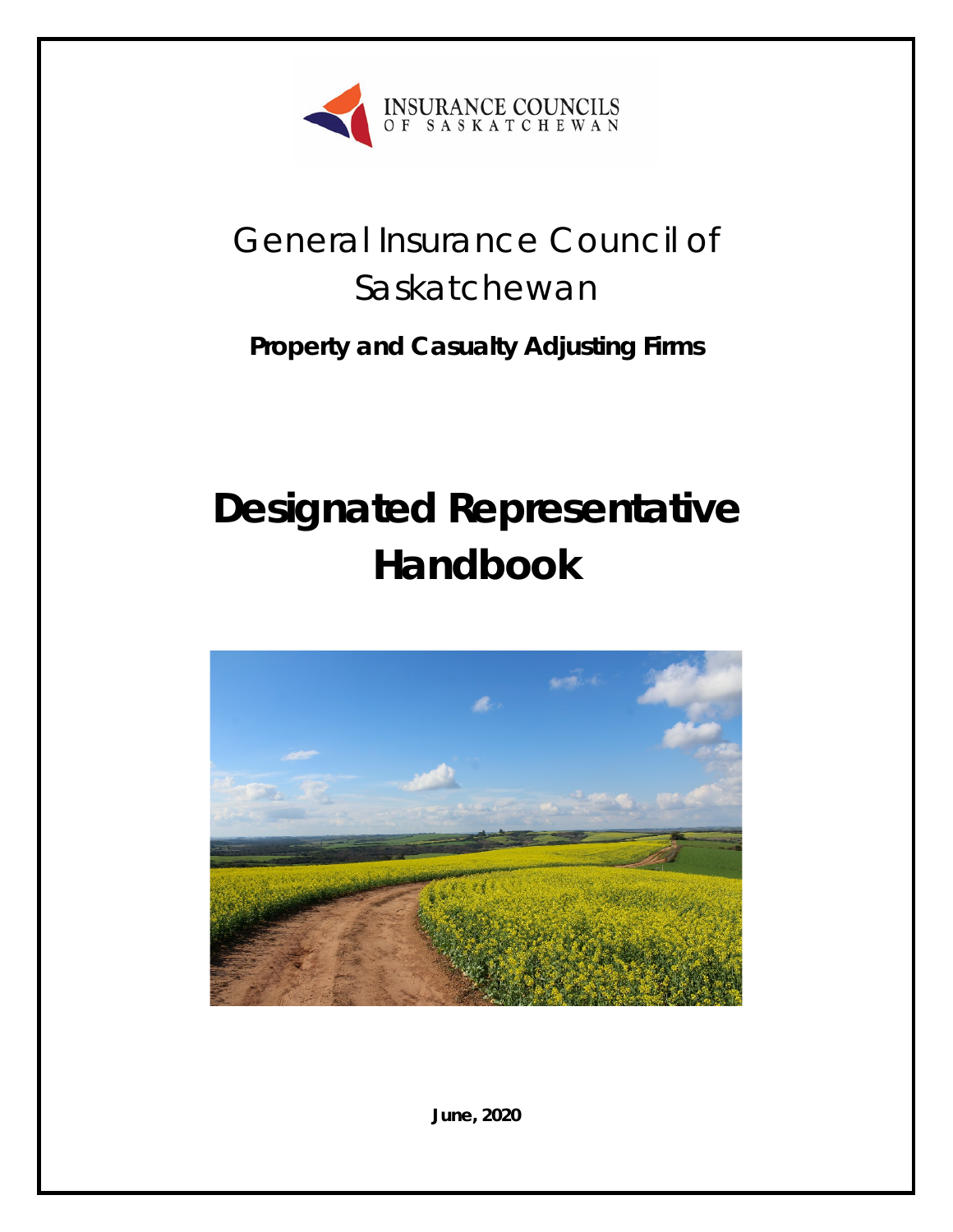INSURANCE COUNCILS OF SASKATCHEWAN

# General Insurance Council of Saskatchewan

**Property and Casualty Adjusting Firms**

# Designated Representative Handbook

**June, 2020**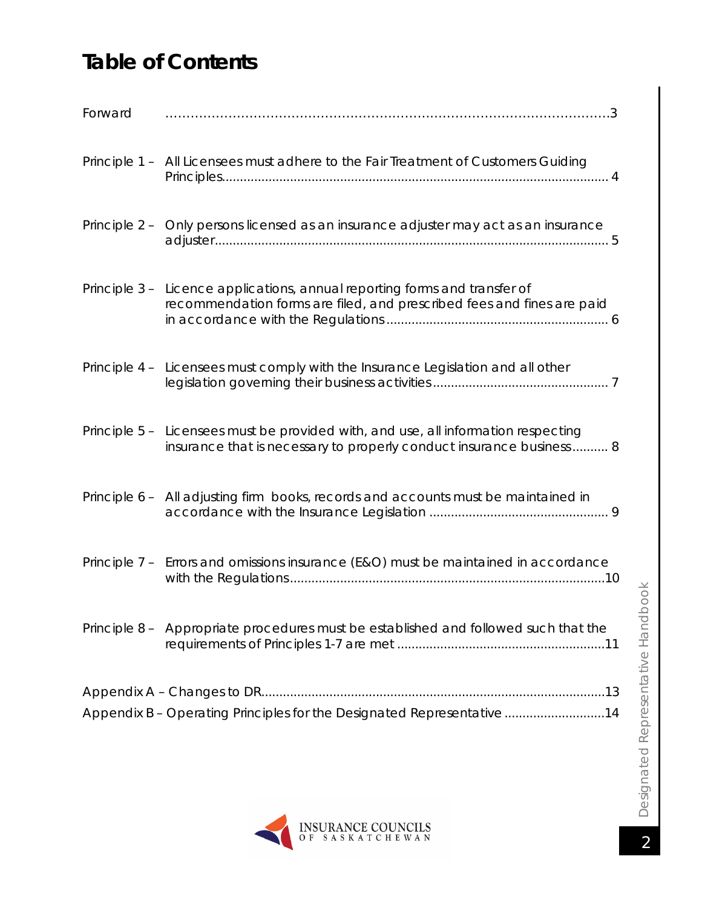# Table of Contents

| | | |
|---|---|---|
| Forward | | 3 |
| Principle 1 – | All Licensees must adhere to the Fair Treatment of Customers Guiding Principles | 4 |
| Principle 2 – | Only persons licensed as an insurance adjuster may act as an insurance adjuster | 5 |
| Principle 3 – | Licence applications, annual reporting forms and transfer of recommendation forms are filed, and prescribed fees and fines are paid in accordance with the Regulations | 6 |
| Principle 4 – | Licensees must comply with the Insurance Legislation and all other legislation governing their business activities | 7 |
| Principle 5 – | Licensees must be provided with, and use, all information respecting insurance that is necessary to properly conduct insurance business | 8 |
| Principle 6 – | All adjusting firm books, records and accounts must be maintained in accordance with the Insurance Legislation | 9 |
| Principle 7 – | Errors and omissions insurance (E&O) must be maintained in accordance with the Regulations | 10 |
| Principle 8 – | Appropriate procedures must be established and followed such that the requirements of Principles 1-7 are met | 11 |
| Appendix A – Changes to DR | | 13 |
| Appendix B – Operating Principles for the Designated Representative | | 14 |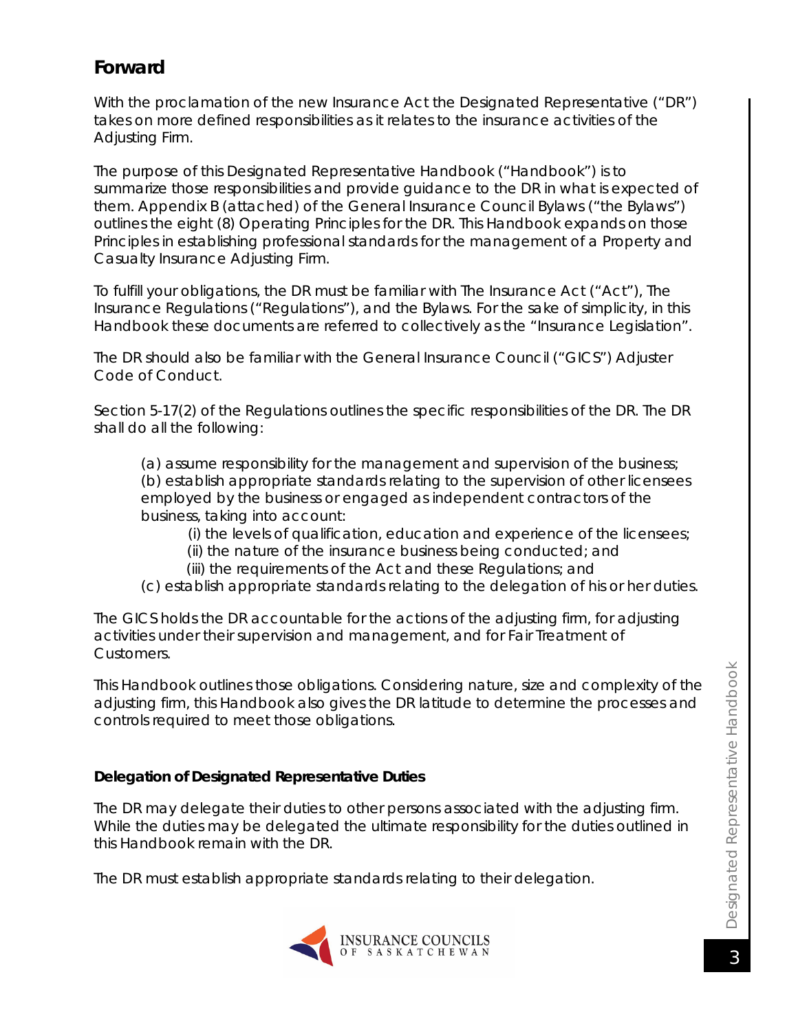## Forward

With the proclamation of the new Insurance Act the Designated Representative ("DR") takes on more defined responsibilities as it relates to the insurance activities of the Adjusting Firm.

The purpose of this Designated Representative Handbook ("Handbook") is to summarize those responsibilities and provide guidance to the DR in what is expected of them. Appendix B (attached) of the General Insurance Council Bylaws ("the Bylaws") outlines the eight (8) Operating Principles for the DR. This Handbook expands on those Principles in establishing professional standards for the management of a Property and Casualty Insurance Adjusting Firm.

To fulfill your obligations, the DR must be familiar with The Insurance Act ("Act"), The Insurance Regulations ("Regulations"), and the Bylaws. For the sake of simplicity, in this Handbook these documents are referred to collectively as the "Insurance Legislation".

The DR should also be familiar with the General Insurance Council ("GICS") Adjuster Code of Conduct.

Section 5-17(2) of the Regulations outlines the specific responsibilities of the DR. The DR shall do all the following:

(a) assume responsibility for the management and supervision of the business;
(b) establish appropriate standards relating to the supervision of other licensees employed by the business or engaged as independent contractors of the business, taking into account:
  (i) the levels of qualification, education and experience of the licensees;
  (ii) the nature of the insurance business being conducted; and
  (iii) the requirements of the Act and these Regulations; and
(c) establish appropriate standards relating to the delegation of his or her duties.

The GICS holds the DR accountable for the actions of the adjusting firm, for adjusting activities under their supervision and management, and for Fair Treatment of Customers.

This Handbook outlines those obligations. Considering nature, size and complexity of the adjusting firm, this Handbook also gives the DR latitude to determine the processes and controls required to meet those obligations.

### Delegation of Designated Representative Duties

The DR may delegate their duties to other persons associated with the adjusting firm. While the duties may be delegated the ultimate responsibility for the duties outlined in this Handbook remain with the DR.

The DR must establish appropriate standards relating to their delegation.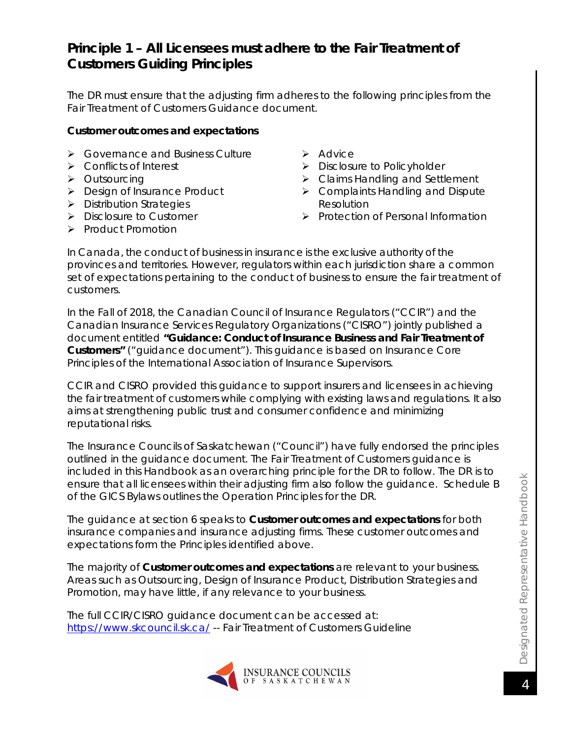## Principle 1 – All Licensees must adhere to the Fair Treatment of Customers Guiding Principles

The DR must ensure that the adjusting firm adheres to the following principles from the Fair Treatment of Customers Guidance document.

**Customer outcomes and expectations**

- Governance and Business Culture
- Conflicts of Interest
- Outsourcing
- Design of Insurance Product
- Distribution Strategies
- Disclosure to Customer
- Product Promotion
- Advice
- Disclosure to Policyholder
- Claims Handling and Settlement
- Complaints Handling and Dispute Resolution
- Protection of Personal Information

In Canada, the conduct of business in insurance is the exclusive authority of the provinces and territories. However, regulators within each jurisdiction share a common set of expectations pertaining to the conduct of business to ensure the fair treatment of customers.

In the Fall of 2018, the Canadian Council of Insurance Regulators ("CCIR") and the Canadian Insurance Services Regulatory Organizations ("CISRO") jointly published a document entitled **"Guidance: Conduct of Insurance Business and Fair Treatment of Customers"** ("guidance document"). This guidance is based on Insurance Core Principles of the International Association of Insurance Supervisors.

CCIR and CISRO provided this guidance to support insurers and licensees in achieving the fair treatment of customers while complying with existing laws and regulations. It also aims at strengthening public trust and consumer confidence and minimizing reputational risks.

The Insurance Councils of Saskatchewan ("Council") have fully endorsed the principles outlined in the guidance document. The Fair Treatment of Customers guidance is included in this Handbook as an overarching principle for the DR to follow. The DR is to ensure that all licensees within their adjusting firm also follow the guidance. Schedule B of the GICS Bylaws outlines the Operation Principles for the DR.

The guidance at section 6 speaks to **Customer outcomes and expectations** for both insurance companies and insurance adjusting firms. These customer outcomes and expectations form the Principles identified above.

The majority of **Customer outcomes and expectations** are relevant to your business. Areas such as Outsourcing, Design of Insurance Product, Distribution Strategies and Promotion, may have little, if any relevance to your business.

The full CCIR/CISRO guidance document can be accessed at: https://www.skcouncil.sk.ca/ -- Fair Treatment of Customers Guideline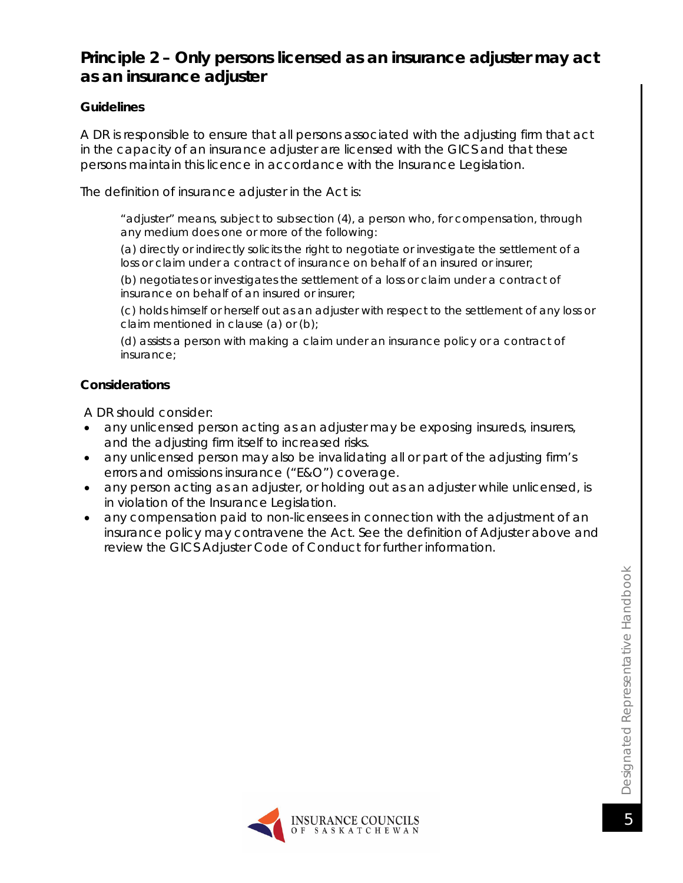## Principle 2 – Only persons licensed as an insurance adjuster may act as an insurance adjuster

### Guidelines

A DR is responsible to ensure that all persons associated with the adjusting firm that act in the capacity of an insurance adjuster are licensed with the GICS and that these persons maintain this licence in accordance with the Insurance Legislation.

The definition of insurance adjuster in the Act is:

> "adjuster" means, subject to subsection (4), a person who, for compensation, through any medium does one or more of the following:
>
> (a) directly or indirectly solicits the right to negotiate or investigate the settlement of a loss or claim under a contract of insurance on behalf of an insured or insurer;
>
> (b) negotiates or investigates the settlement of a loss or claim under a contract of insurance on behalf of an insured or insurer;
>
> (c) holds himself or herself out as an adjuster with respect to the settlement of any loss or claim mentioned in clause (a) or (b);
>
> (d) assists a person with making a claim under an insurance policy or a contract of insurance;

### Considerations

A DR should consider:

- any unlicensed person acting as an adjuster may be exposing insureds, insurers, and the adjusting firm itself to increased risks.
- any unlicensed person may also be invalidating all or part of the adjusting firm's errors and omissions insurance ("E&O") coverage.
- any person acting as an adjuster, or holding out as an adjuster while unlicensed, is in violation of the Insurance Legislation.
- any compensation paid to non-licensees in connection with the adjustment of an insurance policy may contravene the Act. See the definition of Adjuster above and review the GICS Adjuster Code of Conduct for further information.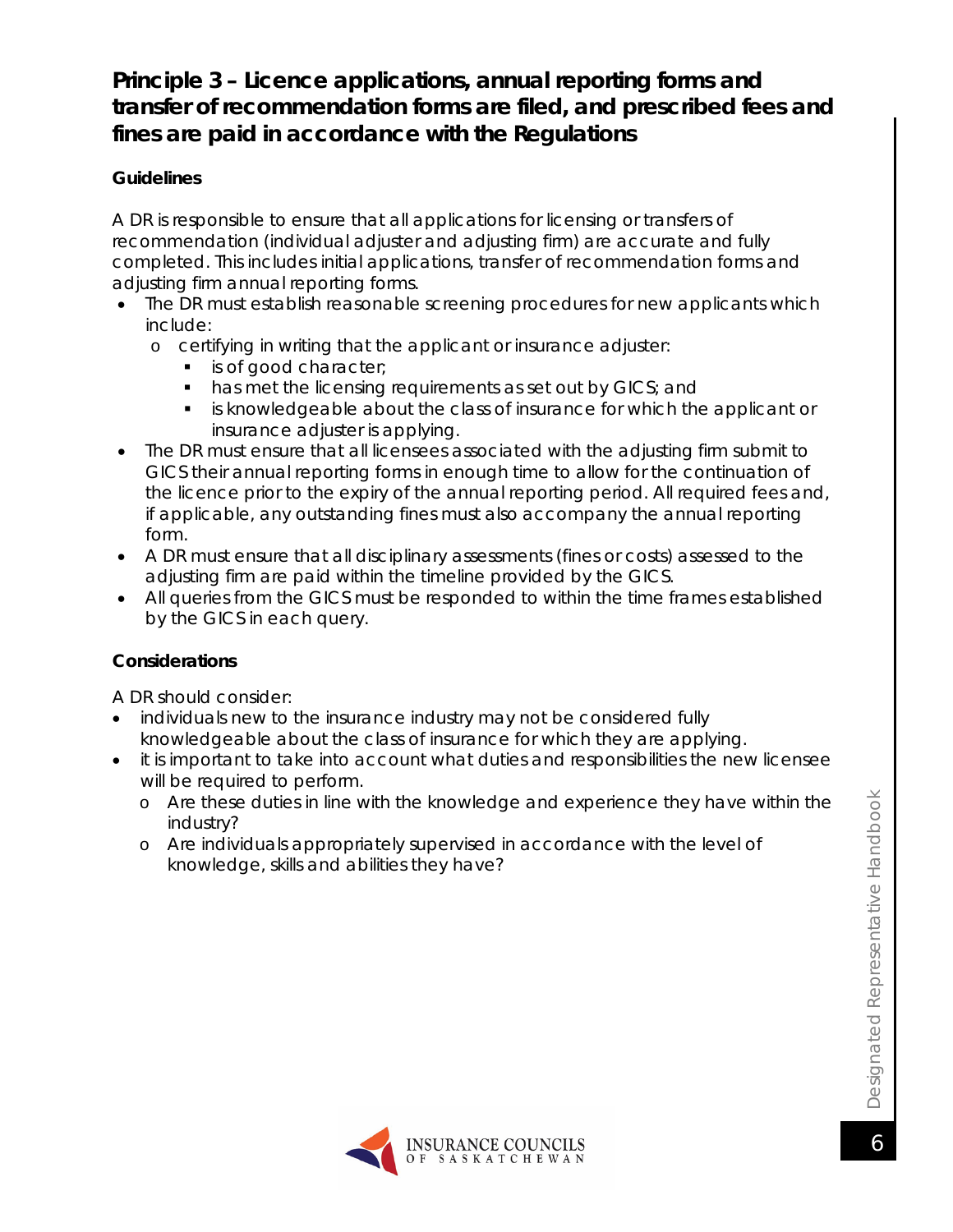## Principle 3 – Licence applications, annual reporting forms and transfer of recommendation forms are filed, and prescribed fees and fines are paid in accordance with the Regulations

### Guidelines

A DR is responsible to ensure that all applications for licensing or transfers of recommendation (individual adjuster and adjusting firm) are accurate and fully completed. This includes initial applications, transfer of recommendation forms and adjusting firm annual reporting forms.

- The DR must establish reasonable screening procedures for new applicants which include:
  - certifying in writing that the applicant or insurance adjuster:
    - is of good character;
    - has met the licensing requirements as set out by GICS; and
    - is knowledgeable about the class of insurance for which the applicant or insurance adjuster is applying.
- The DR must ensure that all licensees associated with the adjusting firm submit to GICS their annual reporting forms in enough time to allow for the continuation of the licence prior to the expiry of the annual reporting period. All required fees and, if applicable, any outstanding fines must also accompany the annual reporting form.
- A DR must ensure that all disciplinary assessments (fines or costs) assessed to the adjusting firm are paid within the timeline provided by the GICS.
- All queries from the GICS must be responded to within the time frames established by the GICS in each query.

### Considerations

A DR should consider:

- individuals new to the insurance industry may not be considered fully knowledgeable about the class of insurance for which they are applying.
- it is important to take into account what duties and responsibilities the new licensee will be required to perform.
  - Are these duties in line with the knowledge and experience they have within the industry?
  - Are individuals appropriately supervised in accordance with the level of knowledge, skills and abilities they have?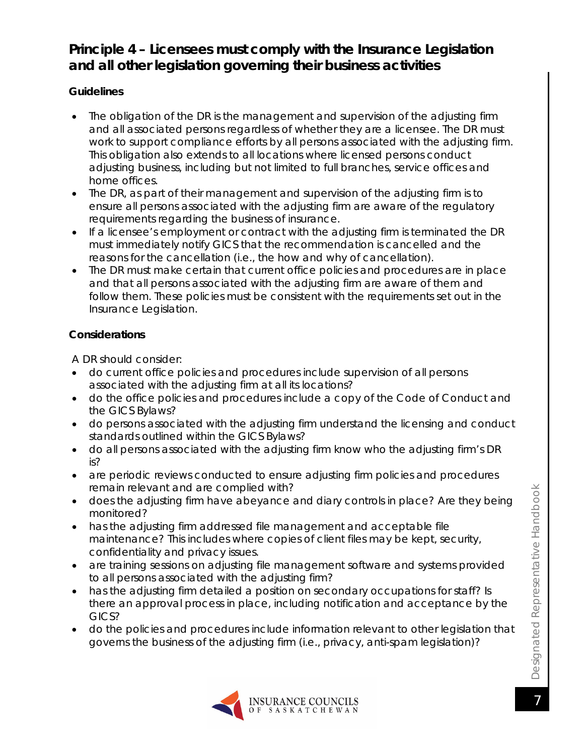## Principle 4 – Licensees must comply with the Insurance Legislation and all other legislation governing their business activities

**Guidelines**

- The obligation of the DR is the management and supervision of the adjusting firm and all associated persons regardless of whether they are a licensee. The DR must work to support compliance efforts by all persons associated with the adjusting firm. This obligation also extends to all locations where licensed persons conduct adjusting business, including but not limited to full branches, service offices and home offices.
- The DR, as part of their management and supervision of the adjusting firm is to ensure all persons associated with the adjusting firm are aware of the regulatory requirements regarding the business of insurance.
- If a licensee's employment or contract with the adjusting firm is terminated the DR must immediately notify GICS that the recommendation is cancelled and the reasons for the cancellation (i.e., the how and why of cancellation).
- The DR must make certain that current office policies and procedures are in place and that all persons associated with the adjusting firm are aware of them and follow them. These policies must be consistent with the requirements set out in the Insurance Legislation.

**Considerations**

A DR should consider:

- do current office policies and procedures include supervision of all persons associated with the adjusting firm at all its locations?
- do the office policies and procedures include a copy of the Code of Conduct and the GICS Bylaws?
- do persons associated with the adjusting firm understand the licensing and conduct standards outlined within the GICS Bylaws?
- do all persons associated with the adjusting firm know who the adjusting firm's DR is?
- are periodic reviews conducted to ensure adjusting firm policies and procedures remain relevant and are complied with?
- does the adjusting firm have abeyance and diary controls in place? Are they being monitored?
- has the adjusting firm addressed file management and acceptable file maintenance? This includes where copies of client files may be kept, security, confidentiality and privacy issues.
- are training sessions on adjusting file management software and systems provided to all persons associated with the adjusting firm?
- has the adjusting firm detailed a position on secondary occupations for staff? Is there an approval process in place, including notification and acceptance by the GICS?
- do the policies and procedures include information relevant to other legislation that governs the business of the adjusting firm (i.e., privacy, anti-spam legislation)?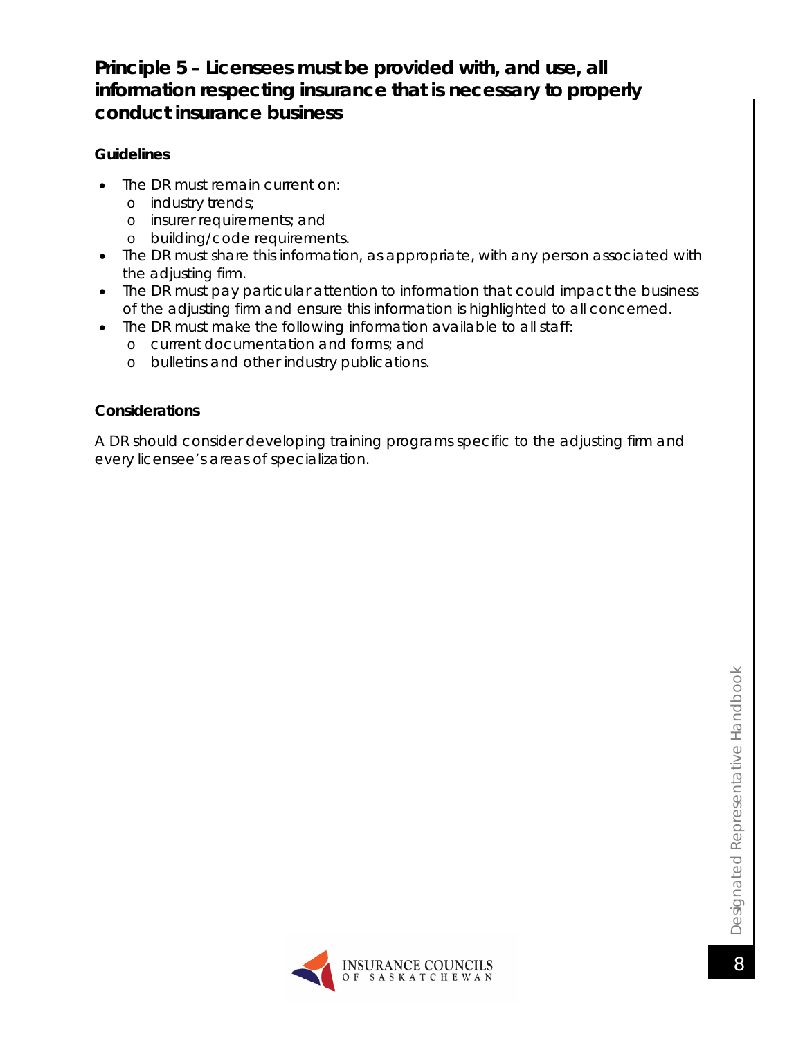## Principle 5 – Licensees must be provided with, and use, all information respecting insurance that is necessary to properly conduct insurance business

**Guidelines**

- The DR must remain current on:
  - industry trends;
  - insurer requirements; and
  - building/code requirements.
- The DR must share this information, as appropriate, with any person associated with the adjusting firm.
- The DR must pay particular attention to information that could impact the business of the adjusting firm and ensure this information is highlighted to all concerned.
- The DR must make the following information available to all staff:
  - current documentation and forms; and
  - bulletins and other industry publications.

**Considerations**

A DR should consider developing training programs specific to the adjusting firm and every licensee's areas of specialization.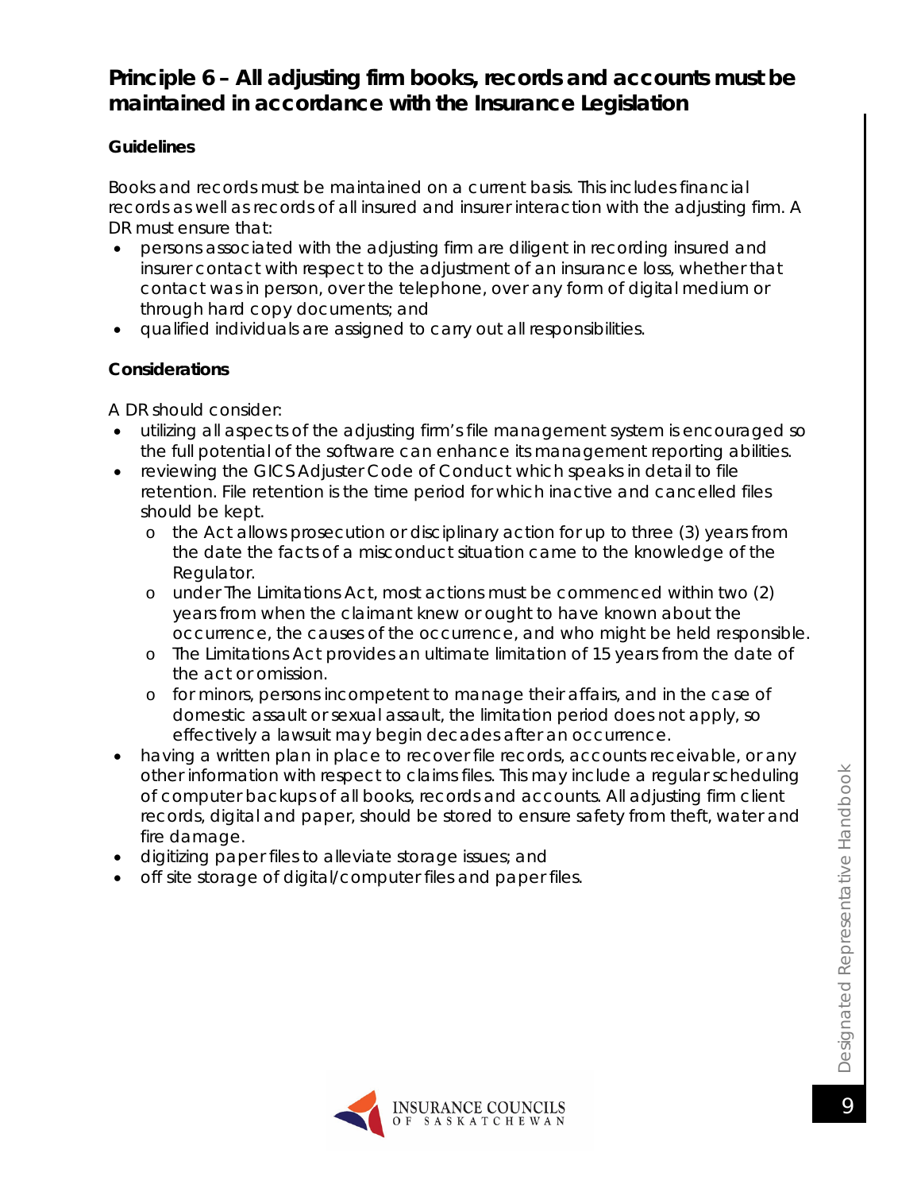## Principle 6 – All adjusting firm books, records and accounts must be maintained in accordance with the Insurance Legislation

**Guidelines**

Books and records must be maintained on a current basis. This includes financial records as well as records of all insured and insurer interaction with the adjusting firm. A DR must ensure that:

- persons associated with the adjusting firm are diligent in recording insured and insurer contact with respect to the adjustment of an insurance loss, whether that contact was in person, over the telephone, over any form of digital medium or through hard copy documents; and
- qualified individuals are assigned to carry out all responsibilities.

**Considerations**

A DR should consider:

- utilizing all aspects of the adjusting firm's file management system is encouraged so the full potential of the software can enhance its management reporting abilities.
- reviewing the GICS Adjuster Code of Conduct which speaks in detail to file retention. File retention is the time period for which inactive and cancelled files should be kept.
  - the Act allows prosecution or disciplinary action for up to three (3) years from the date the facts of a misconduct situation came to the knowledge of the Regulator.
  - under The Limitations Act, most actions must be commenced within two (2) years from when the claimant knew or ought to have known about the occurrence, the causes of the occurrence, and who might be held responsible.
  - The Limitations Act provides an ultimate limitation of 15 years from the date of the act or omission.
  - for minors, persons incompetent to manage their affairs, and in the case of domestic assault or sexual assault, the limitation period does not apply, so effectively a lawsuit may begin decades after an occurrence.
- having a written plan in place to recover file records, accounts receivable, or any other information with respect to claims files. This may include a regular scheduling of computer backups of all books, records and accounts. All adjusting firm client records, digital and paper, should be stored to ensure safety from theft, water and fire damage.
- digitizing paper files to alleviate storage issues; and
- off site storage of digital/computer files and paper files.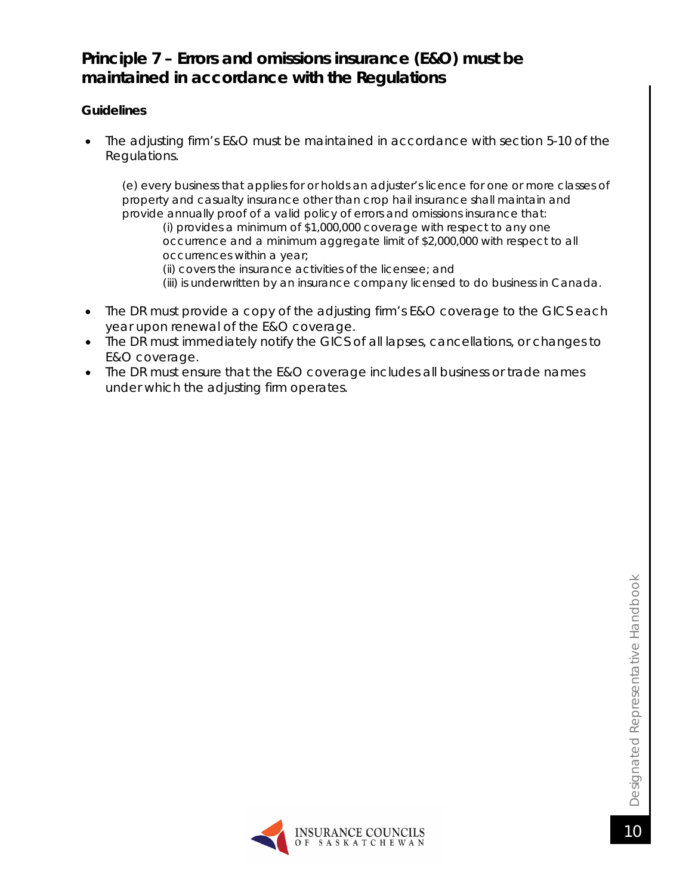## Principle 7 – Errors and omissions insurance (E&O) must be maintained in accordance with the Regulations

**Guidelines**

- The adjusting firm's E&O must be maintained in accordance with section 5-10 of the Regulations.

    (e) every business that applies for or holds an adjuster's licence for one or more classes of property and casualty insurance other than crop hail insurance shall maintain and provide annually proof of a valid policy of errors and omissions insurance that:

    (i) provides a minimum of $1,000,000 coverage with respect to any one occurrence and a minimum aggregate limit of $2,000,000 with respect to all occurrences within a year;

    (ii) covers the insurance activities of the licensee; and

    (iii) is underwritten by an insurance company licensed to do business in Canada.

- The DR must provide a copy of the adjusting firm's E&O coverage to the GICS each year upon renewal of the E&O coverage.
- The DR must immediately notify the GICS of all lapses, cancellations, or changes to E&O coverage.
- The DR must ensure that the E&O coverage includes all business or trade names under which the adjusting firm operates.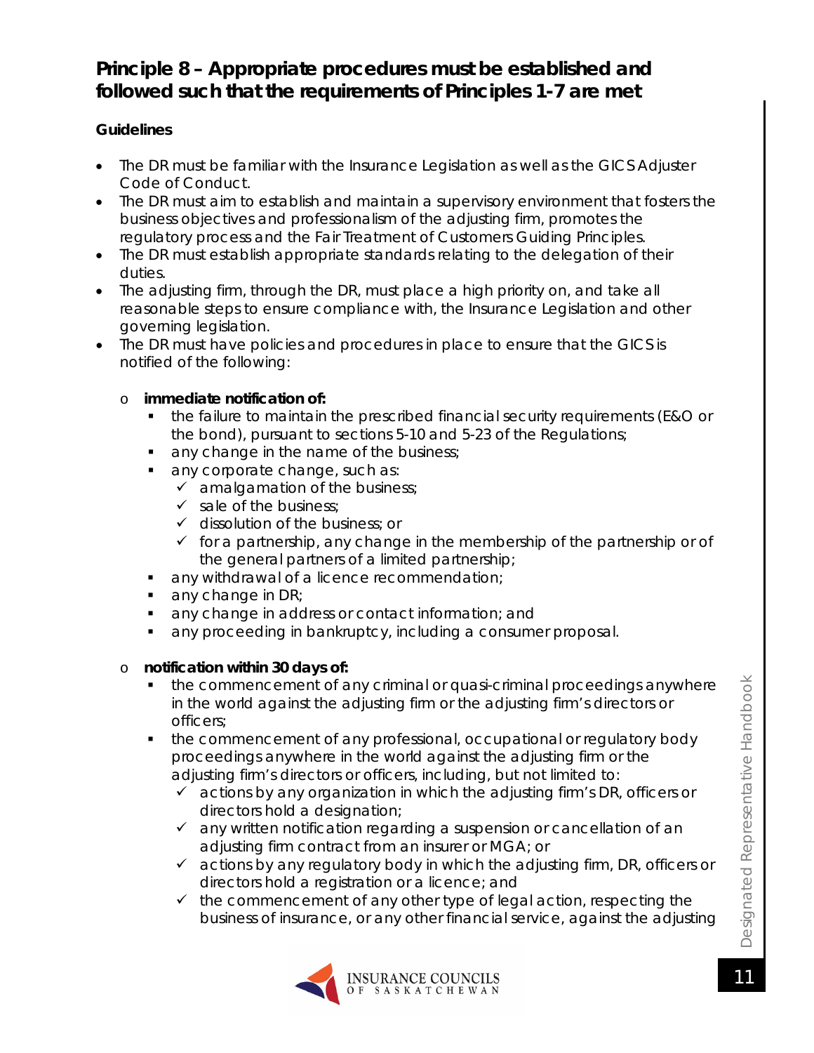## Principle 8 – Appropriate procedures must be established and followed such that the requirements of Principles 1-7 are met

**Guidelines**

- The DR must be familiar with the Insurance Legislation as well as the GICS Adjuster Code of Conduct.
- The DR must aim to establish and maintain a supervisory environment that fosters the business objectives and professionalism of the adjusting firm, promotes the regulatory process and the Fair Treatment of Customers Guiding Principles.
- The DR must establish appropriate standards relating to the delegation of their duties.
- The adjusting firm, through the DR, must place a high priority on, and take all reasonable steps to ensure compliance with, the Insurance Legislation and other governing legislation.
- The DR must have policies and procedures in place to ensure that the GICS is notified of the following:
  - **immediate notification of:**
    - the failure to maintain the prescribed financial security requirements (E&O or the bond), pursuant to sections 5-10 and 5-23 of the Regulations;
    - any change in the name of the business;
    - any corporate change, such as:
      - ✓ amalgamation of the business;
      - ✓ sale of the business;
      - ✓ dissolution of the business; or
      - ✓ for a partnership, any change in the membership of the partnership or of the general partners of a limited partnership;
    - any withdrawal of a licence recommendation;
    - any change in DR;
    - any change in address or contact information; and
    - any proceeding in bankruptcy, including a consumer proposal.
  - **notification within 30 days of:**
    - the commencement of any criminal or quasi-criminal proceedings anywhere in the world against the adjusting firm or the adjusting firm's directors or officers;
    - the commencement of any professional, occupational or regulatory body proceedings anywhere in the world against the adjusting firm or the adjusting firm's directors or officers, including, but not limited to:
      - ✓ actions by any organization in which the adjusting firm's DR, officers or directors hold a designation;
      - ✓ any written notification regarding a suspension or cancellation of an adjusting firm contract from an insurer or MGA; or
      - ✓ actions by any regulatory body in which the adjusting firm, DR, officers or directors hold a registration or a licence; and
      - ✓ the commencement of any other type of legal action, respecting the business of insurance, or any other financial service, against the adjusting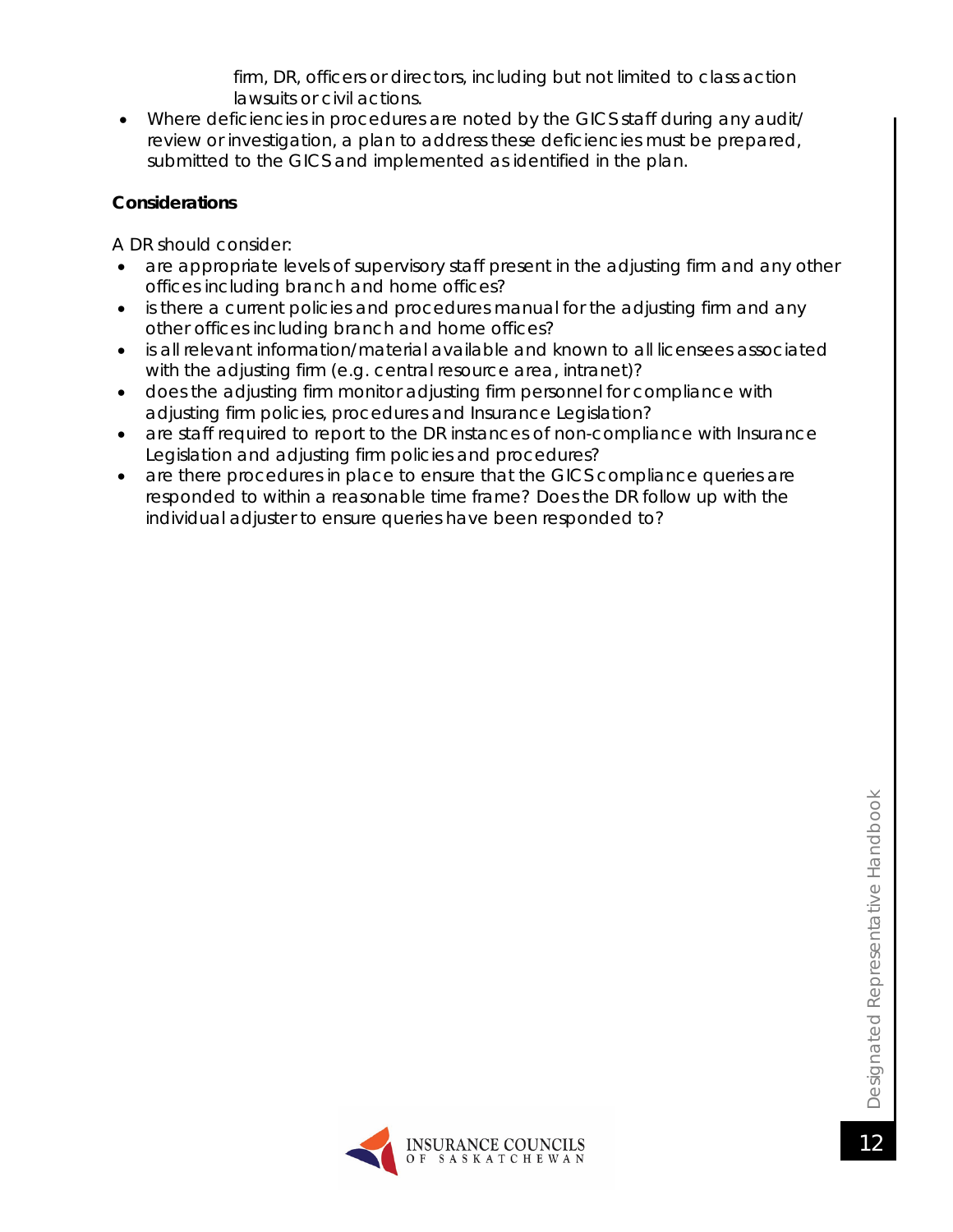firm, DR, officers or directors, including but not limited to class action lawsuits or civil actions.

- Where deficiencies in procedures are noted by the GICS staff during any audit/review or investigation, a plan to address these deficiencies must be prepared, submitted to the GICS and implemented as identified in the plan.

**Considerations**

A DR should consider:

- are appropriate levels of supervisory staff present in the adjusting firm and any other offices including branch and home offices?
- is there a current policies and procedures manual for the adjusting firm and any other offices including branch and home offices?
- is all relevant information/material available and known to all licensees associated with the adjusting firm (e.g. central resource area, intranet)?
- does the adjusting firm monitor adjusting firm personnel for compliance with adjusting firm policies, procedures and Insurance Legislation?
- are staff required to report to the DR instances of non-compliance with Insurance Legislation and adjusting firm policies and procedures?
- are there procedures in place to ensure that the GICS compliance queries are responded to within a reasonable time frame? Does the DR follow up with the individual adjuster to ensure queries have been responded to?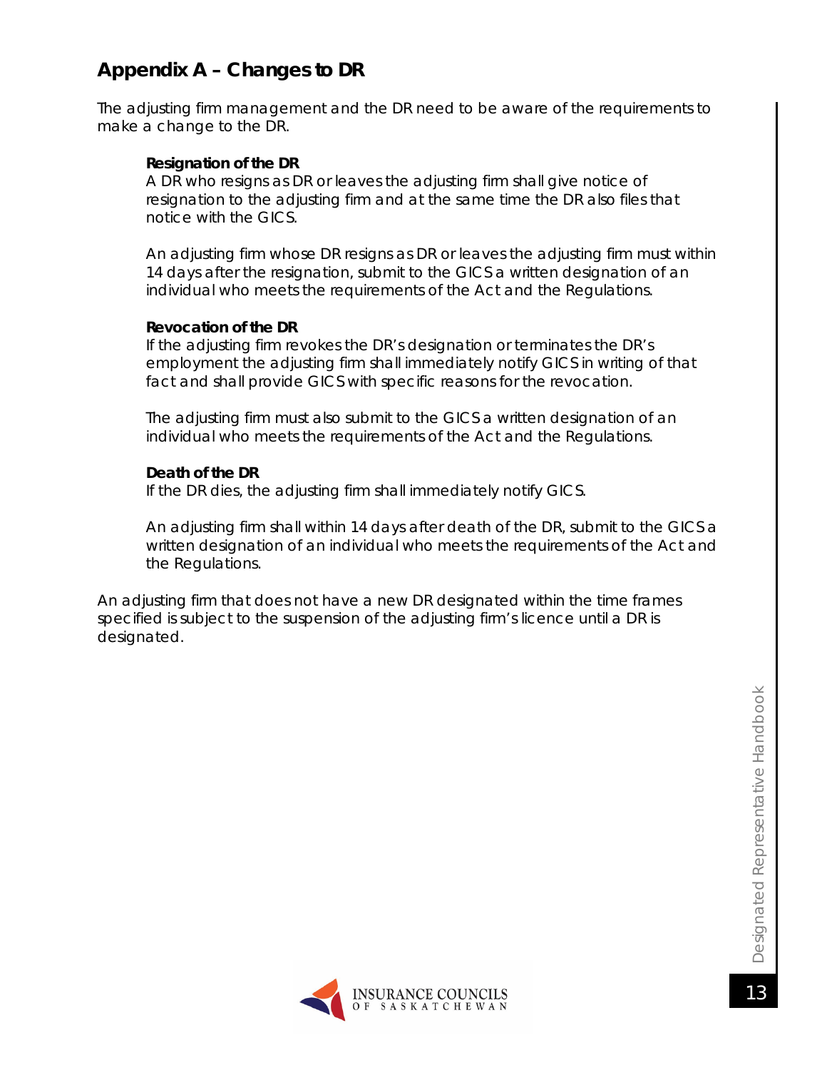## Appendix A – Changes to DR

The adjusting firm management and the DR need to be aware of the requirements to make a change to the DR.

**Resignation of the DR**
A DR who resigns as DR or leaves the adjusting firm shall give notice of resignation to the adjusting firm and at the same time the DR also files that notice with the GICS.

An adjusting firm whose DR resigns as DR or leaves the adjusting firm must within 14 days after the resignation, submit to the GICS a written designation of an individual who meets the requirements of the Act and the Regulations.

**Revocation of the DR**
If the adjusting firm revokes the DR's designation or terminates the DR's employment the adjusting firm shall immediately notify GICS in writing of that fact and shall provide GICS with specific reasons for the revocation.

The adjusting firm must also submit to the GICS a written designation of an individual who meets the requirements of the Act and the Regulations.

**Death of the DR**
If the DR dies, the adjusting firm shall immediately notify GICS.

An adjusting firm shall within 14 days after death of the DR, submit to the GICS a written designation of an individual who meets the requirements of the Act and the Regulations.

An adjusting firm that does not have a new DR designated within the time frames specified is subject to the suspension of the adjusting firm's licence until a DR is designated.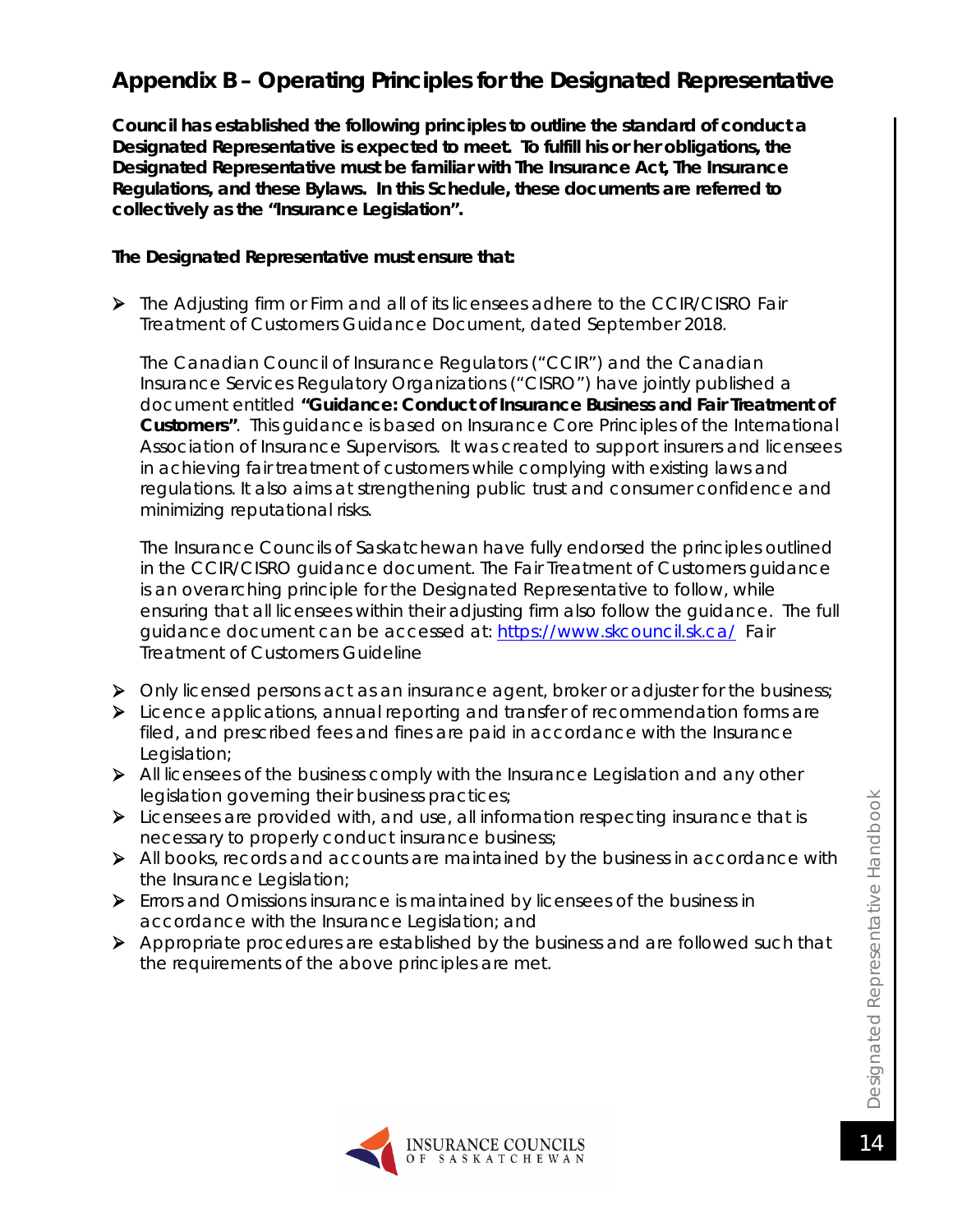# Appendix B – Operating Principles for the Designated Representative

**Council has established the following principles to outline the standard of conduct a Designated Representative is expected to meet. To fulfill his or her obligations, the Designated Representative must be familiar with The Insurance Act, The Insurance Regulations, and these Bylaws. In this Schedule, these documents are referred to collectively as the "Insurance Legislation".**

**The Designated Representative must ensure that:**

- The Adjusting firm or Firm and all of its licensees adhere to the CCIR/CISRO Fair Treatment of Customers Guidance Document, dated September 2018.

  The Canadian Council of Insurance Regulators ("CCIR") and the Canadian Insurance Services Regulatory Organizations ("CISRO") have jointly published a document entitled **"Guidance: Conduct of Insurance Business and Fair Treatment of Customers"**. This guidance is based on Insurance Core Principles of the International Association of Insurance Supervisors. It was created to support insurers and licensees in achieving fair treatment of customers while complying with existing laws and regulations. It also aims at strengthening public trust and consumer confidence and minimizing reputational risks.

  The Insurance Councils of Saskatchewan have fully endorsed the principles outlined in the CCIR/CISRO guidance document. The Fair Treatment of Customers guidance is an overarching principle for the Designated Representative to follow, while ensuring that all licensees within their adjusting firm also follow the guidance. The full guidance document can be accessed at: [https://www.skcouncil.sk.ca/](https://www.skcouncil.sk.ca/) Fair Treatment of Customers Guideline

- Only licensed persons act as an insurance agent, broker or adjuster for the business;
- Licence applications, annual reporting and transfer of recommendation forms are filed, and prescribed fees and fines are paid in accordance with the Insurance Legislation;
- All licensees of the business comply with the Insurance Legislation and any other legislation governing their business practices;
- Licensees are provided with, and use, all information respecting insurance that is necessary to properly conduct insurance business;
- All books, records and accounts are maintained by the business in accordance with the Insurance Legislation;
- Errors and Omissions insurance is maintained by licensees of the business in accordance with the Insurance Legislation; and
- Appropriate procedures are established by the business and are followed such that the requirements of the above principles are met.